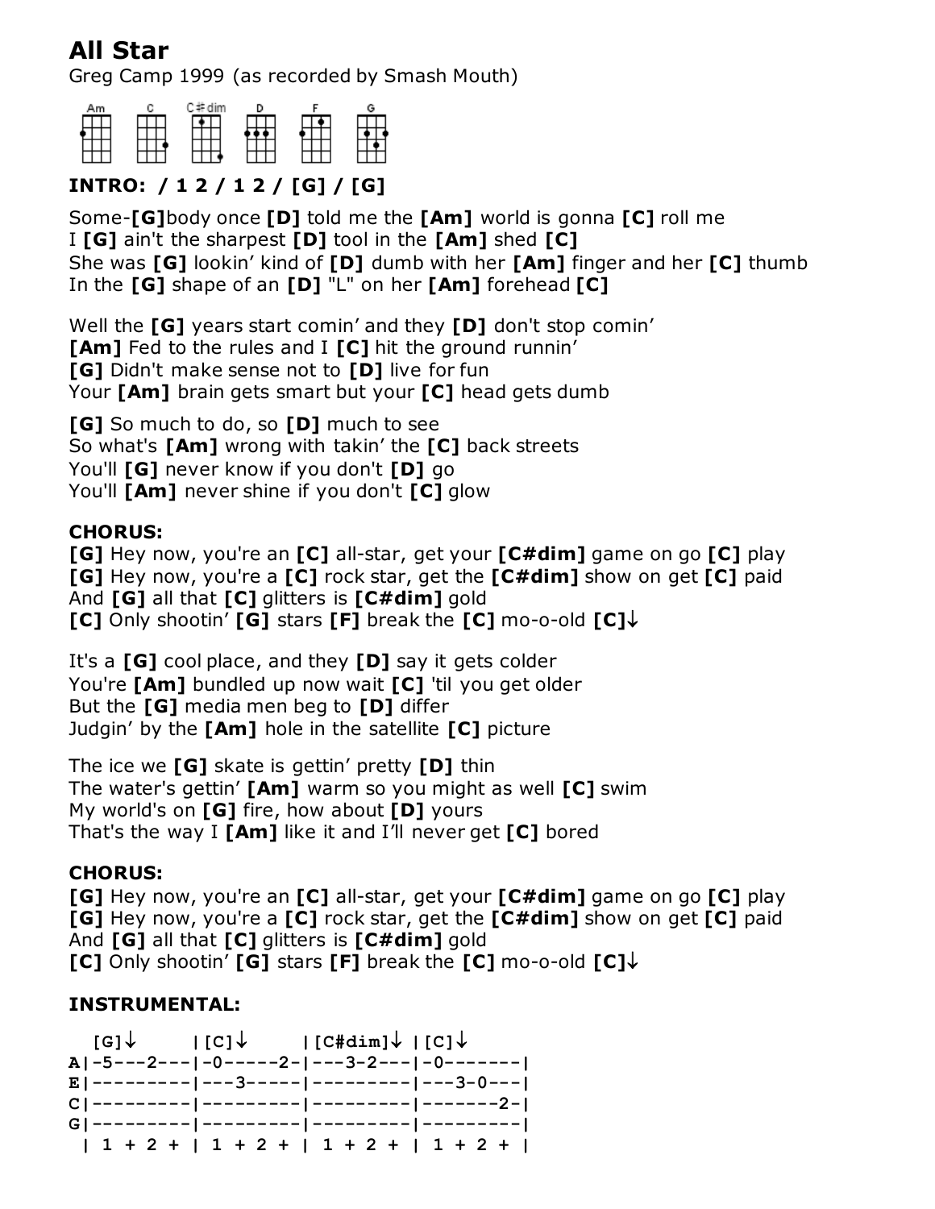# All Star

Greg Camp 1999 (as recorded by Smash Mouth)

Am C C#dim D F G

**INTRO: / 1 2 / 1 2 / [G] / [G]**

Some-**[G]**body once **[D]** told me the **[Am]** world is gonna **[C]** roll me
I **[G]** ain't the sharpest **[D]** tool in the **[Am]** shed **[C]**
She was **[G]** lookin' kind of **[D]** dumb with her **[Am]** finger and her **[C]** thumb
In the **[G]** shape of an **[D]** "L" on her **[Am]** forehead **[C]**

Well the **[G]** years start comin' and they **[D]** don't stop comin'
**[Am]** Fed to the rules and I **[C]** hit the ground runnin'
**[G]** Didn't make sense not to **[D]** live for fun
Your **[Am]** brain gets smart but your **[C]** head gets dumb

**[G]** So much to do, so **[D]** much to see
So what's **[Am]** wrong with takin' the **[C]** back streets
You'll **[G]** never know if you don't **[D]** go
You'll **[Am]** never shine if you don't **[C]** glow

**CHORUS:**
**[G]** Hey now, you're an **[C]** all-star, get your **[C#dim]** game on go **[C]** play
**[G]** Hey now, you're a **[C]** rock star, get the **[C#dim]** show on get **[C]** paid
And **[G]** all that **[C]** glitters is **[C#dim]** gold
**[C]** Only shootin' **[G]** stars **[F]** break the **[C]** mo-o-old **[C]**↓

It's a **[G]** cool place, and they **[D]** say it gets colder
You're **[Am]** bundled up now wait **[C]** 'til you get older
But the **[G]** media men beg to **[D]** differ
Judgin' by the **[Am]** hole in the satellite **[C]** picture

The ice we **[G]** skate is gettin' pretty **[D]** thin
The water's gettin' **[Am]** warm so you might as well **[C]** swim
My world's on **[G]** fire, how about **[D]** yours
That's the way I **[Am]** like it and I'll never get **[C]** bored

**CHORUS:**
**[G]** Hey now, you're an **[C]** all-star, get your **[C#dim]** game on go **[C]** play
**[G]** Hey now, you're a **[C]** rock star, get the **[C#dim]** show on get **[C]** paid
And **[G]** all that **[C]** glitters is **[C#dim]** gold
**[C]** Only shootin' **[G]** stars **[F]** break the **[C]** mo-o-old **[C]**↓

**INSTRUMENTAL:**

```
  [G]↓      |[C]↓      |[C#dim]↓ |[C]↓
A|-5---2---|-0-----2-|---3-2---|-0-------|
E|---------|---3-----|---------|---3-0---|
C|---------|---------|---------|-------2-|
G|---------|---------|---------|---------|
 | 1 + 2 + | 1 + 2 + | 1 + 2 + | 1 + 2 + |
```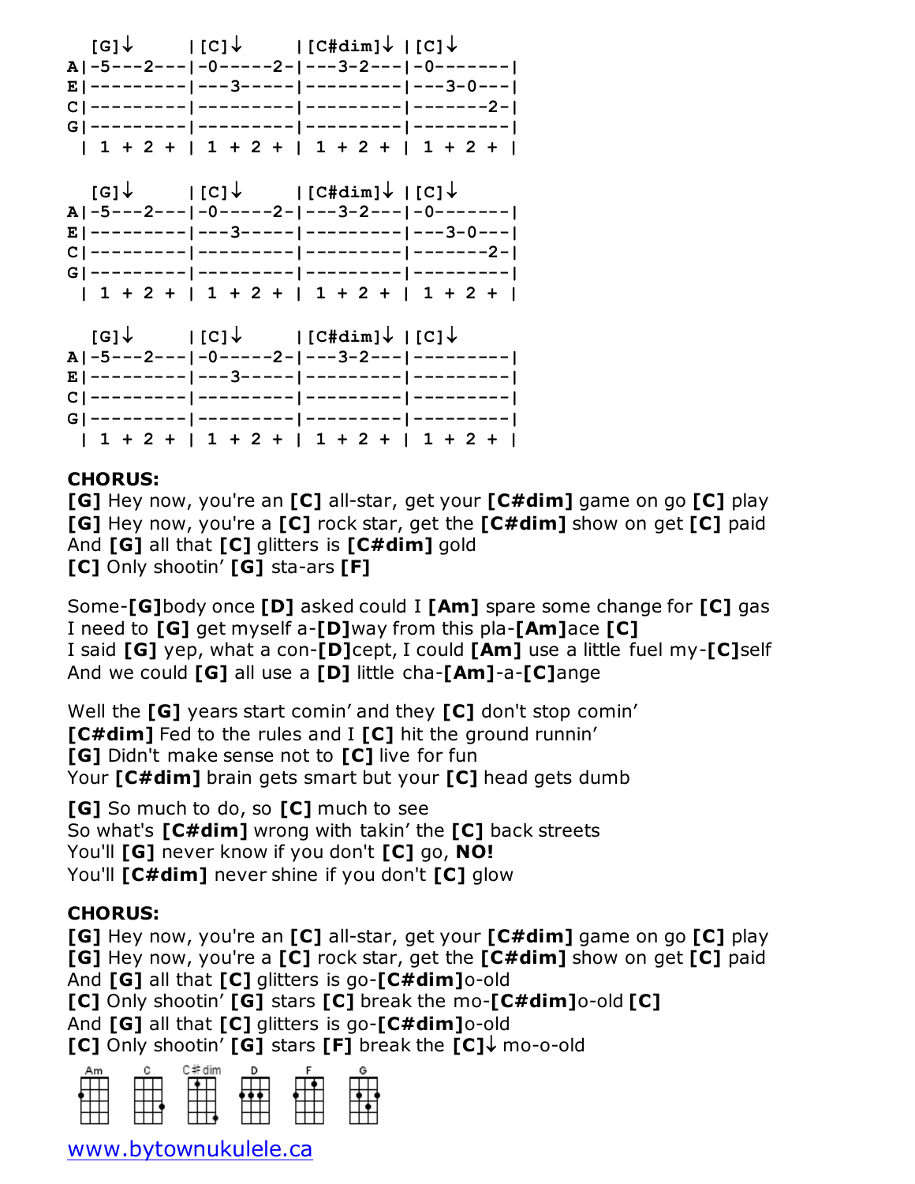```
  [G]↓      |[C]↓      |[C#dim]↓ |[C]↓
A|-5---2---|-0-----2-|---3-2---|-0-------|
E|---------|---3-----|---------|---3-0---|
C|---------|---------|---------|-------2-|
G|---------|---------|---------|---------|
 | 1 + 2 + | 1 + 2 + | 1 + 2 + | 1 + 2 + |

  [G]↓      |[C]↓      |[C#dim]↓ |[C]↓
A|-5---2---|-0-----2-|---3-2---|-0-------|
E|---------|---3-----|---------|---3-0---|
C|---------|---------|---------|-------2-|
G|---------|---------|---------|---------|
 | 1 + 2 + | 1 + 2 + | 1 + 2 + | 1 + 2 + |

  [G]↓      |[C]↓      |[C#dim]↓ |[C]↓
A|-5---2---|-0-----2-|---3-2---|---------|
E|---------|---3-----|---------|---------|
C|---------|---------|---------|---------|
G|---------|---------|---------|---------|
 | 1 + 2 + | 1 + 2 + | 1 + 2 + | 1 + 2 + |
```

**CHORUS:**
**[G]** Hey now, you're an **[C]** all-star, get your **[C#dim]** game on go **[C]** play
**[G]** Hey now, you're a **[C]** rock star, get the **[C#dim]** show on get **[C]** paid
And **[G]** all that **[C]** glitters is **[C#dim]** gold
**[C]** Only shootin' **[G]** sta-ars **[F]**

Some-**[G]**body once **[D]** asked could I **[Am]** spare some change for **[C]** gas
I need to **[G]** get myself a-**[D]**way from this pla-**[Am]**ace **[C]**
I said **[G]** yep, what a con-**[D]**cept, I could **[Am]** use a little fuel my-**[C]**self
And we could **[G]** all use a **[D]** little cha-**[Am]**-a-**[C]**ange

Well the **[G]** years start comin' and they **[C]** don't stop comin'
**[C#dim]** Fed to the rules and I **[C]** hit the ground runnin'
**[G]** Didn't make sense not to **[C]** live for fun
Your **[C#dim]** brain gets smart but your **[C]** head gets dumb

**[G]** So much to do, so **[C]** much to see
So what's **[C#dim]** wrong with takin' the **[C]** back streets
You'll **[G]** never know if you don't **[C]** go, **NO!**
You'll **[C#dim]** never shine if you don't **[C]** glow

**CHORUS:**
**[G]** Hey now, you're an **[C]** all-star, get your **[C#dim]** game on go **[C]** play
**[G]** Hey now, you're a **[C]** rock star, get the **[C#dim]** show on get **[C]** paid
And **[G]** all that **[C]** glitters is go-**[C#dim]**o-old
**[C]** Only shootin' **[G]** stars **[C]** break the mo-**[C#dim]**o-old **[C]**
And **[G]** all that **[C]** glitters is go-**[C#dim]**o-old
**[C]** Only shootin' **[G]** stars **[F]** break the **[C]**↓ mo-o-old

Am C C#dim D F G

www.bytownukulele.ca